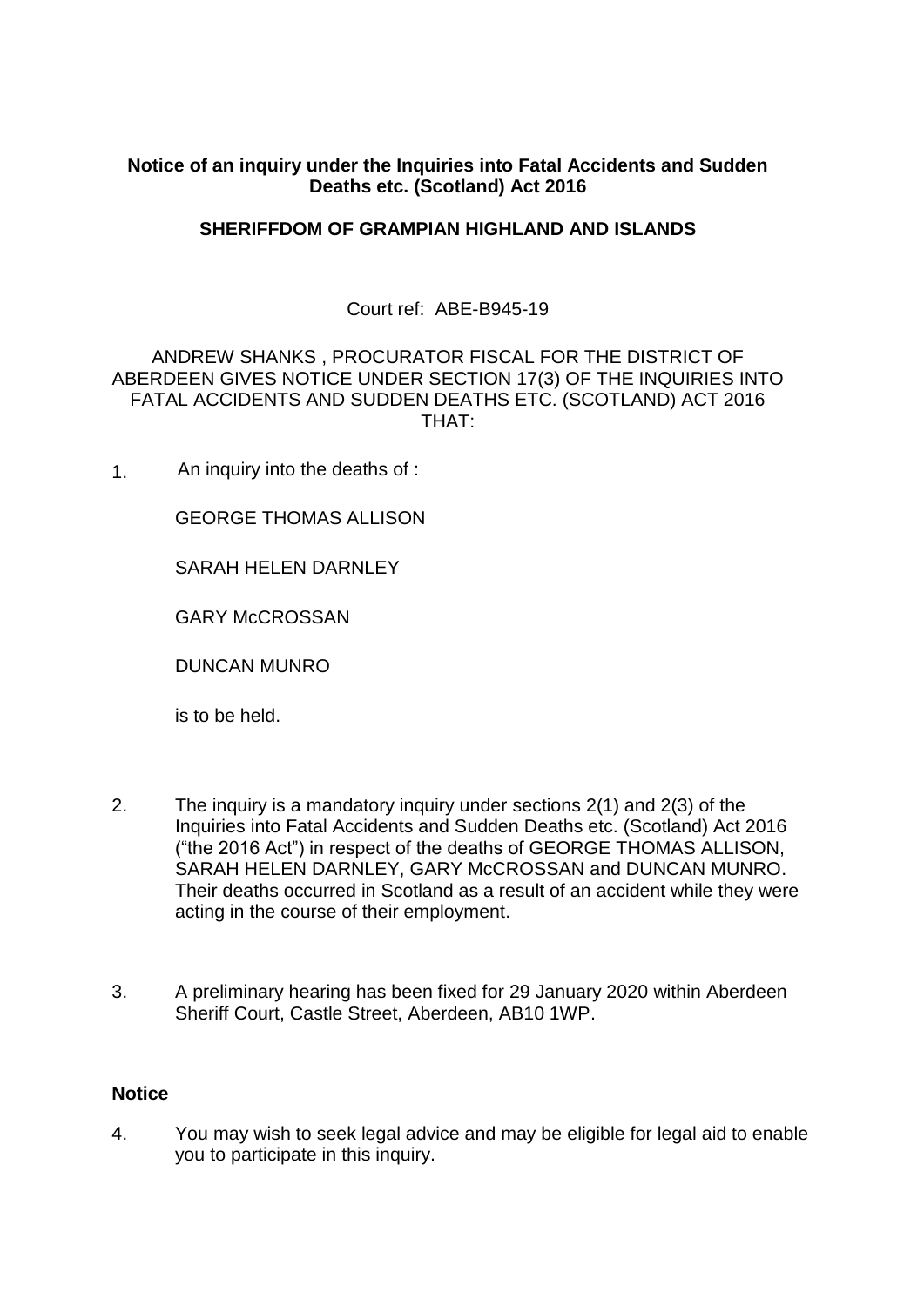**Notice of an inquiry under the Inquiries into Fatal Accidents and Sudden Deaths etc. (Scotland) Act 2016**

**SHERIFFDOM OF GRAMPIAN HIGHLAND AND ISLANDS**

Court ref: ABE-B945-19

ANDREW SHANKS , PROCURATOR FISCAL FOR THE DISTRICT OF ABERDEEN GIVES NOTICE UNDER SECTION 17(3) OF THE INQUIRIES INTO FATAL ACCIDENTS AND SUDDEN DEATHS ETC. (SCOTLAND) ACT 2016 THAT:

1. An inquiry into the deaths of :

   GEORGE THOMAS ALLISON

   SARAH HELEN DARNLEY

   GARY McCROSSAN

   DUNCAN MUNRO

   is to be held.

2. The inquiry is a mandatory inquiry under sections 2(1) and 2(3) of the Inquiries into Fatal Accidents and Sudden Deaths etc. (Scotland) Act 2016 ("the 2016 Act") in respect of the deaths of GEORGE THOMAS ALLISON, SARAH HELEN DARNLEY, GARY McCROSSAN and DUNCAN MUNRO. Their deaths occurred in Scotland as a result of an accident while they were acting in the course of their employment.

3. A preliminary hearing has been fixed for 29 January 2020 within Aberdeen Sheriff Court, Castle Street, Aberdeen, AB10 1WP.

**Notice**

4. You may wish to seek legal advice and may be eligible for legal aid to enable you to participate in this inquiry.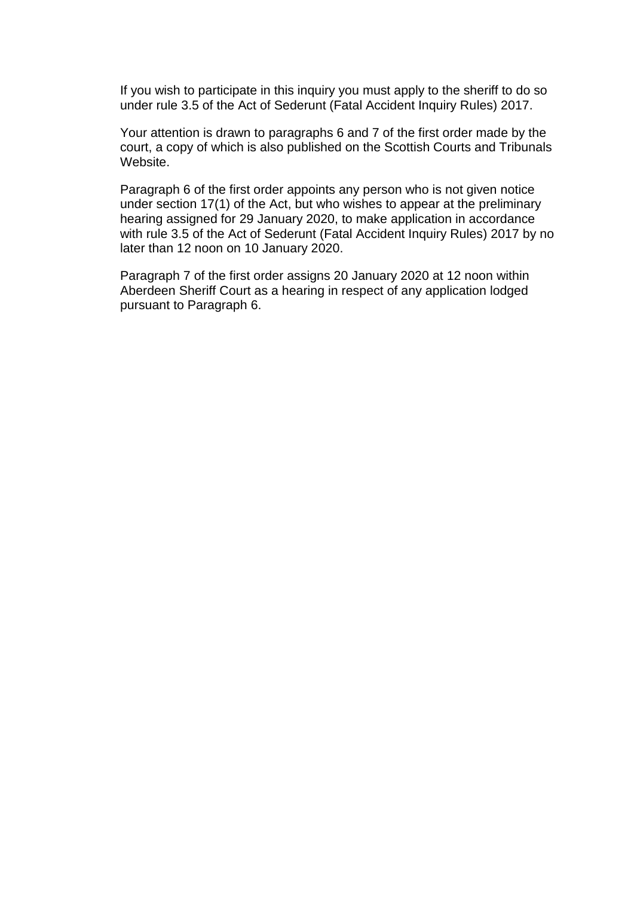If you wish to participate in this inquiry you must apply to the sheriff to do so under rule 3.5 of the Act of Sederunt (Fatal Accident Inquiry Rules) 2017.

Your attention is drawn to paragraphs 6 and 7 of the first order made by the court, a copy of which is also published on the Scottish Courts and Tribunals Website.

Paragraph 6 of the first order appoints any person who is not given notice under section 17(1) of the Act, but who wishes to appear at the preliminary hearing assigned for 29 January 2020, to make application in accordance with rule 3.5 of the Act of Sederunt (Fatal Accident Inquiry Rules) 2017 by no later than 12 noon on 10 January 2020.

Paragraph 7 of the first order assigns 20 January 2020 at 12 noon within Aberdeen Sheriff Court as a hearing in respect of any application lodged pursuant to Paragraph 6.